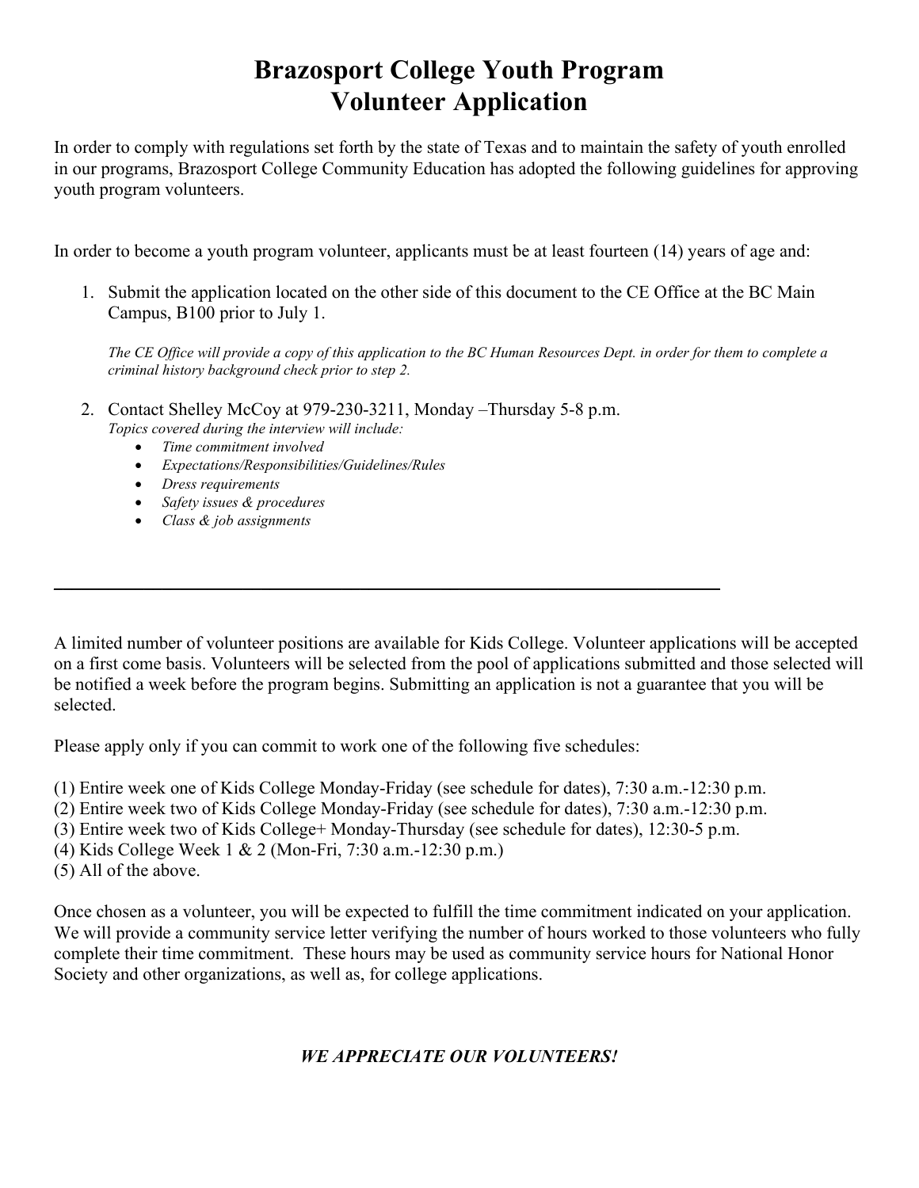# Brazosport College Youth Program
# Volunteer Application

In order to comply with regulations set forth by the state of Texas and to maintain the safety of youth enrolled in our programs, Brazosport College Community Education has adopted the following guidelines for approving youth program volunteers.

In order to become a youth program volunteer, applicants must be at least fourteen (14) years of age and:

1. Submit the application located on the other side of this document to the CE Office at the BC Main Campus, B100 prior to July 1.

   *The CE Office will provide a copy of this application to the BC Human Resources Dept. in order for them to complete a criminal history background check prior to step 2.*

2. Contact Shelley McCoy at 979-230-3211, Monday –Thursday 5-8 p.m.
   *Topics covered during the interview will include:*
   - *Time commitment involved*
   - *Expectations/Responsibilities/Guidelines/Rules*
   - *Dress requirements*
   - *Safety issues & procedures*
   - *Class & job assignments*

---

A limited number of volunteer positions are available for Kids College. Volunteer applications will be accepted on a first come basis. Volunteers will be selected from the pool of applications submitted and those selected will be notified a week before the program begins. Submitting an application is not a guarantee that you will be selected.

Please apply only if you can commit to work one of the following five schedules:

(1) Entire week one of Kids College Monday-Friday (see schedule for dates), 7:30 a.m.-12:30 p.m.
(2) Entire week two of Kids College Monday-Friday (see schedule for dates), 7:30 a.m.-12:30 p.m.
(3) Entire week two of Kids College+ Monday-Thursday (see schedule for dates), 12:30-5 p.m.
(4) Kids College Week 1 & 2 (Mon-Fri, 7:30 a.m.-12:30 p.m.)
(5) All of the above.

Once chosen as a volunteer, you will be expected to fulfill the time commitment indicated on your application. We will provide a community service letter verifying the number of hours worked to those volunteers who fully complete their time commitment. These hours may be used as community service hours for National Honor Society and other organizations, as well as, for college applications.

***WE APPRECIATE OUR VOLUNTEERS!***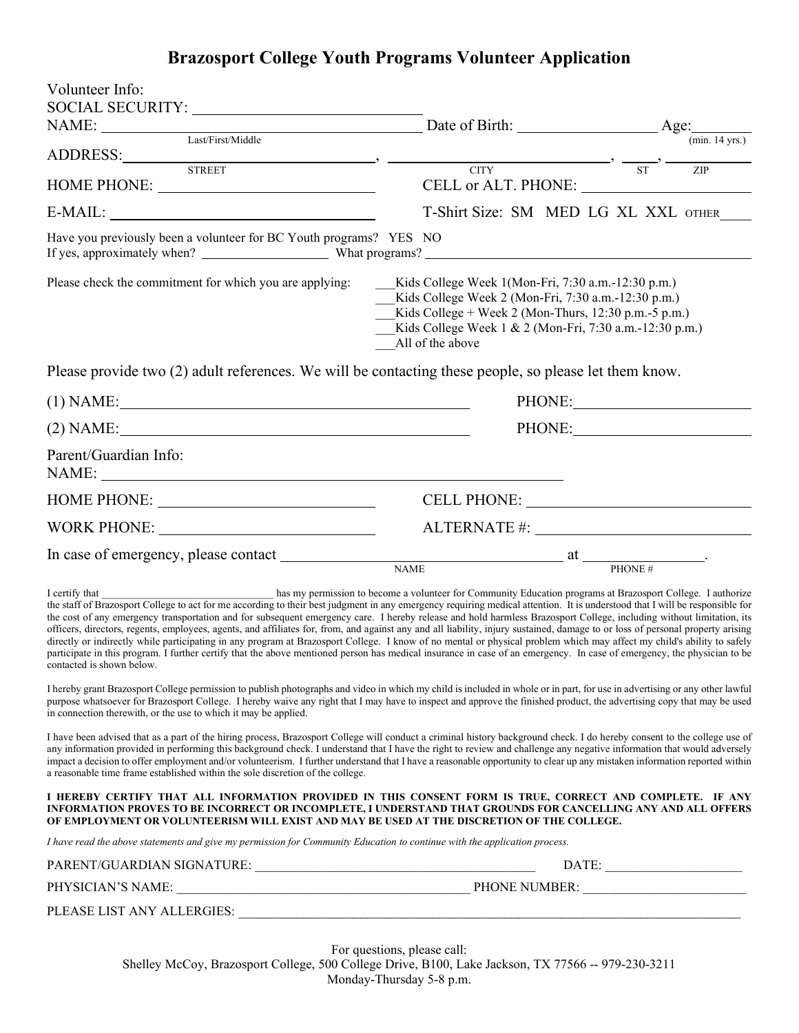# Brazosport College Youth Programs Volunteer Application

Volunteer Info:

SOCIAL SECURITY: ______________________________

NAME: ________________________________________ Date of Birth: _________________ Age:_______
Last/First/Middle (min. 14 yrs.)

ADDRESS: ______________________________, ______________________________, _____, __________
STREET CITY ST ZIP

HOME PHONE: ___________________________ CELL or ALT. PHONE: ___________________________

E-MAIL: ______________________________ T-Shirt Size: SM MED LG XL XXL OTHER____

Have you previously been a volunteer for BC Youth programs? YES NO

If yes, approximately when? __________________ What programs? ______________________________

Please check the commitment for which you are applying:

___Kids College Week 1(Mon-Fri, 7:30 a.m.-12:30 p.m.)
___Kids College Week 2 (Mon-Fri, 7:30 a.m.-12:30 p.m.)
___Kids College + Week 2 (Mon-Thurs, 12:30 p.m.-5 p.m.)
___Kids College Week 1 & 2 (Mon-Fri, 7:30 a.m.-12:30 p.m.)
___All of the above

Please provide two (2) adult references. We will be contacting these people, so please let them know.

(1) NAME: ______________________________________________ PHONE: ______________________

(2) NAME: ______________________________________________ PHONE: ______________________

Parent/Guardian Info:

NAME: ____________________________________________________________

HOME PHONE: ___________________________ CELL PHONE: ___________________________

WORK PHONE: ___________________________ ALTERNATE #: ___________________________

In case of emergency, please contact ______________________________ at ________________.
NAME PHONE #

I certify that _______________________________ has my permission to become a volunteer for Community Education programs at Brazosport College. I authorize the staff of Brazosport College to act for me according to their best judgment in any emergency requiring medical attention. It is understood that I will be responsible for the cost of any emergency transportation and for subsequent emergency care. I hereby release and hold harmless Brazosport College, including without limitation, its officers, directors, regents, employees, agents, and affiliates for, from, and against any and all liability, injury sustained, damage to or loss of personal property arising directly or indirectly while participating in any program at Brazosport College. I know of no mental or physical problem which may affect my child's ability to safely participate in this program. I further certify that the above mentioned person has medical insurance in case of an emergency. In case of emergency, the physician to be contacted is shown below.

I hereby grant Brazosport College permission to publish photographs and video in which my child is included in whole or in part, for use in advertising or any other lawful purpose whatsoever for Brazosport College. I hereby waive any right that I may have to inspect and approve the finished product, the advertising copy that may be used in connection therewith, or the use to which it may be applied.

I have been advised that as a part of the hiring process, Brazosport College will conduct a criminal history background check. I do hereby consent to the college use of any information provided in performing this background check. I understand that I have the right to review and challenge any negative information that would adversely impact a decision to offer employment and/or volunteerism. I further understand that I have a reasonable opportunity to clear up any mistaken information reported within a reasonable time frame established within the sole discretion of the college.

**I HEREBY CERTIFY THAT ALL INFORMATION PROVIDED IN THIS CONSENT FORM IS TRUE, CORRECT AND COMPLETE. IF ANY INFORMATION PROVES TO BE INCORRECT OR INCOMPLETE, I UNDERSTAND THAT GROUNDS FOR CANCELLING ANY AND ALL OFFERS OF EMPLOYMENT OR VOLUNTEERISM WILL EXIST AND MAY BE USED AT THE DISCRETION OF THE COLLEGE.**

*I have read the above statements and give my permission for Community Education to continue with the application process.*

PARENT/GUARDIAN SIGNATURE: ____________________________________________ DATE: ____________________

PHYSICIAN'S NAME: ____________________________________________ PHONE NUMBER: ________________________

PLEASE LIST ANY ALLERGIES: ________________________________________________________________________________

For questions, please call:
Shelley McCoy, Brazosport College, 500 College Drive, B100, Lake Jackson, TX 77566 -- 979-230-3211
Monday-Thursday 5-8 p.m.